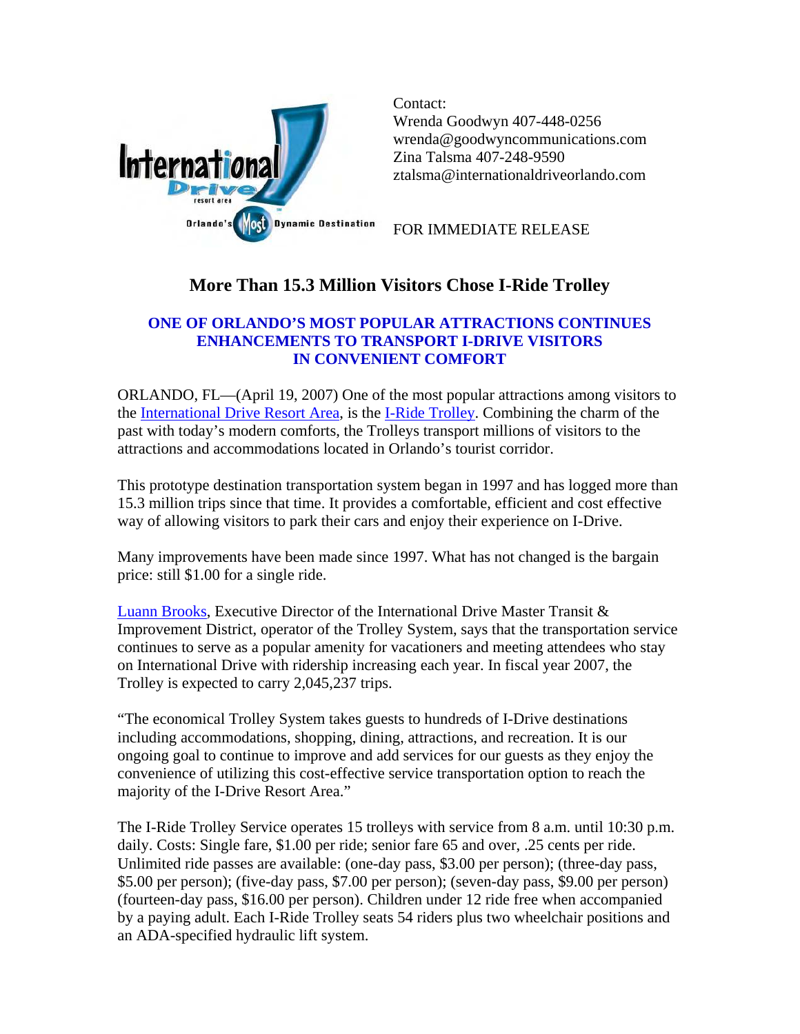Contact:
Wrenda Goodwyn 407-448-0256
wrenda@goodwyncommunications.com
Zina Talsma 407-248-9590
ztalsma@internationaldriveorlando.com

FOR IMMEDIATE RELEASE

# More Than 15.3 Million Visitors Chose I-Ride Trolley

## ONE OF ORLANDO'S MOST POPULAR ATTRACTIONS CONTINUES ENHANCEMENTS TO TRANSPORT I-DRIVE VISITORS IN CONVENIENT COMFORT

ORLANDO, FL—(April 19, 2007) One of the most popular attractions among visitors to the International Drive Resort Area, is the I-Ride Trolley. Combining the charm of the past with today's modern comforts, the Trolleys transport millions of visitors to the attractions and accommodations located in Orlando's tourist corridor.

This prototype destination transportation system began in 1997 and has logged more than 15.3 million trips since that time. It provides a comfortable, efficient and cost effective way of allowing visitors to park their cars and enjoy their experience on I-Drive.

Many improvements have been made since 1997. What has not changed is the bargain price: still $1.00 for a single ride.

Luann Brooks, Executive Director of the International Drive Master Transit & Improvement District, operator of the Trolley System, says that the transportation service continues to serve as a popular amenity for vacationers and meeting attendees who stay on International Drive with ridership increasing each year. In fiscal year 2007, the Trolley is expected to carry 2,045,237 trips.

"The economical Trolley System takes guests to hundreds of I-Drive destinations including accommodations, shopping, dining, attractions, and recreation. It is our ongoing goal to continue to improve and add services for our guests as they enjoy the convenience of utilizing this cost-effective service transportation option to reach the majority of the I-Drive Resort Area."

The I-Ride Trolley Service operates 15 trolleys with service from 8 a.m. until 10:30 p.m. daily. Costs: Single fare, $1.00 per ride; senior fare 65 and over, .25 cents per ride. Unlimited ride passes are available: (one-day pass, $3.00 per person); (three-day pass, $5.00 per person); (five-day pass, $7.00 per person); (seven-day pass, $9.00 per person) (fourteen-day pass, $16.00 per person). Children under 12 ride free when accompanied by a paying adult. Each I-Ride Trolley seats 54 riders plus two wheelchair positions and an ADA-specified hydraulic lift system.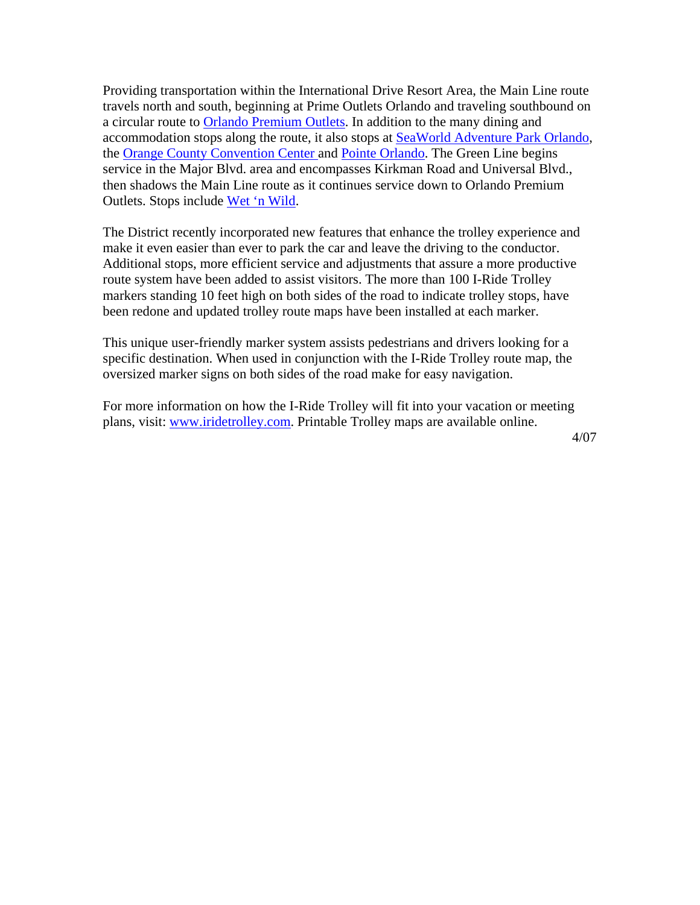Providing transportation within the International Drive Resort Area, the Main Line route travels north and south, beginning at Prime Outlets Orlando and traveling southbound on a circular route to Orlando Premium Outlets. In addition to the many dining and accommodation stops along the route, it also stops at SeaWorld Adventure Park Orlando, the Orange County Convention Center and Pointe Orlando. The Green Line begins service in the Major Blvd. area and encompasses Kirkman Road and Universal Blvd., then shadows the Main Line route as it continues service down to Orlando Premium Outlets. Stops include Wet 'n Wild.

The District recently incorporated new features that enhance the trolley experience and make it even easier than ever to park the car and leave the driving to the conductor. Additional stops, more efficient service and adjustments that assure a more productive route system have been added to assist visitors. The more than 100 I-Ride Trolley markers standing 10 feet high on both sides of the road to indicate trolley stops, have been redone and updated trolley route maps have been installed at each marker.

This unique user-friendly marker system assists pedestrians and drivers looking for a specific destination. When used in conjunction with the I-Ride Trolley route map, the oversized marker signs on both sides of the road make for easy navigation.

For more information on how the I-Ride Trolley will fit into your vacation or meeting plans, visit: www.iridetrolley.com. Printable Trolley maps are available online.

4/07